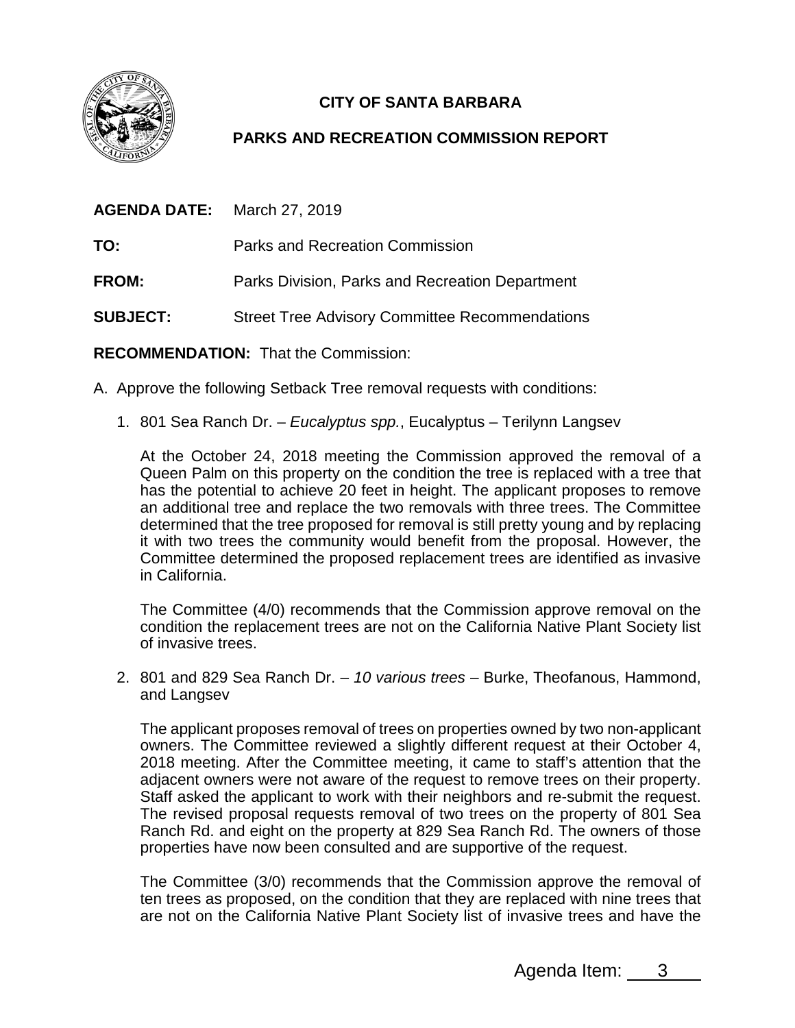# CITY OF SANTA BARBARA

## PARKS AND RECREATION COMMISSION REPORT

**AGENDA DATE:** March 27, 2019

**TO:** Parks and Recreation Commission

**FROM:** Parks Division, Parks and Recreation Department

**SUBJECT:** Street Tree Advisory Committee Recommendations

**RECOMMENDATION:** That the Commission:

A. Approve the following Setback Tree removal requests with conditions:

1. 801 Sea Ranch Dr. – *Eucalyptus spp.*, Eucalyptus – Terilynn Langsev

   At the October 24, 2018 meeting the Commission approved the removal of a Queen Palm on this property on the condition the tree is replaced with a tree that has the potential to achieve 20 feet in height. The applicant proposes to remove an additional tree and replace the two removals with three trees. The Committee determined that the tree proposed for removal is still pretty young and by replacing it with two trees the community would benefit from the proposal. However, the Committee determined the proposed replacement trees are identified as invasive in California.

   The Committee (4/0) recommends that the Commission approve removal on the condition the replacement trees are not on the California Native Plant Society list of invasive trees.

2. 801 and 829 Sea Ranch Dr. – *10 various trees* – Burke, Theofanous, Hammond, and Langsev

   The applicant proposes removal of trees on properties owned by two non-applicant owners. The Committee reviewed a slightly different request at their October 4, 2018 meeting. After the Committee meeting, it came to staff's attention that the adjacent owners were not aware of the request to remove trees on their property. Staff asked the applicant to work with their neighbors and re-submit the request. The revised proposal requests removal of two trees on the property of 801 Sea Ranch Rd. and eight on the property at 829 Sea Ranch Rd. The owners of those properties have now been consulted and are supportive of the request.

   The Committee (3/0) recommends that the Commission approve the removal of ten trees as proposed, on the condition that they are replaced with nine trees that are not on the California Native Plant Society list of invasive trees and have the

Agenda Item: 3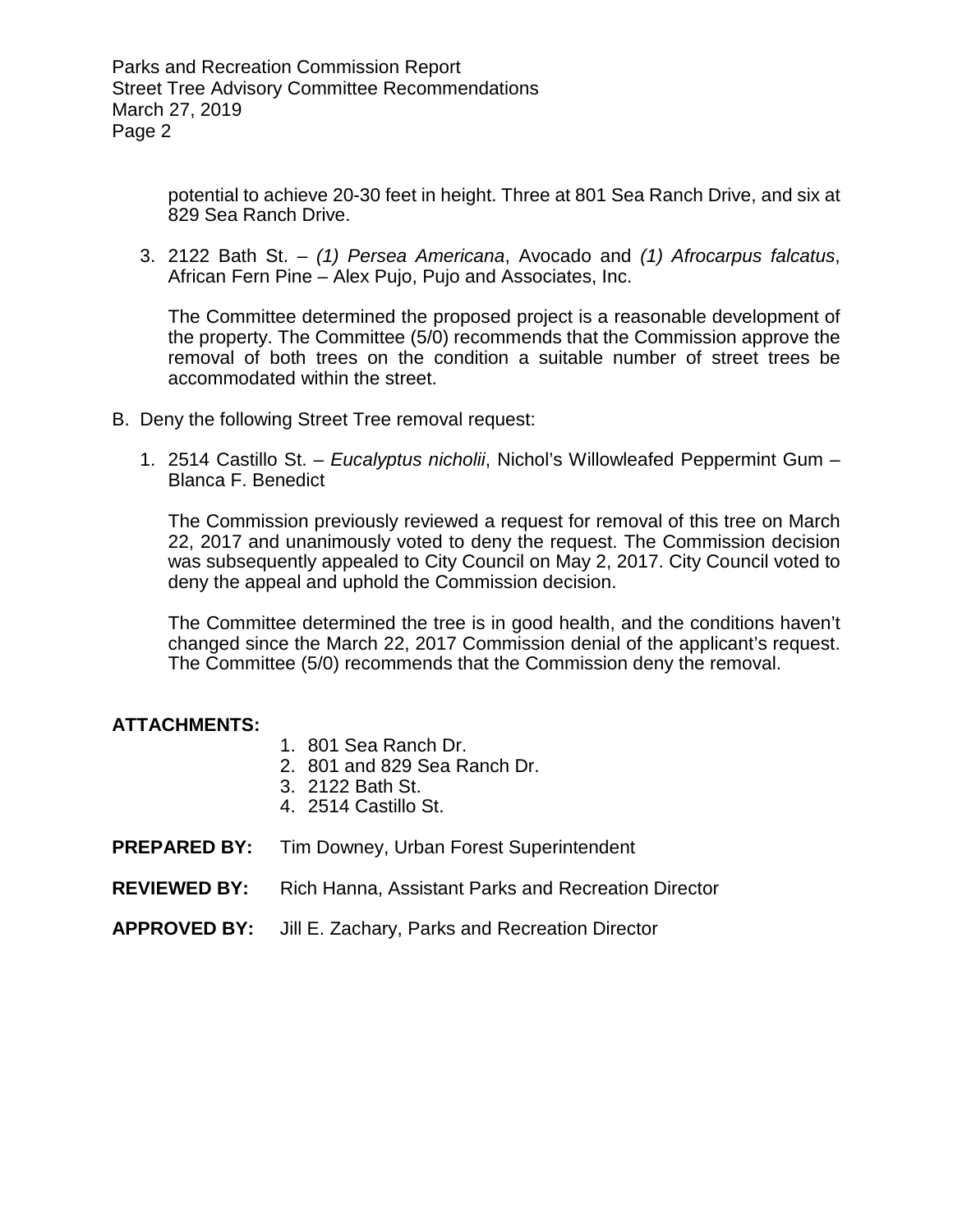potential to achieve 20-30 feet in height. Three at 801 Sea Ranch Drive, and six at 829 Sea Ranch Drive.

3. 2122 Bath St. – *(1) Persea Americana*, Avocado and *(1) Afrocarpus falcatus*, African Fern Pine – Alex Pujo, Pujo and Associates, Inc.

   The Committee determined the proposed project is a reasonable development of the property. The Committee (5/0) recommends that the Commission approve the removal of both trees on the condition a suitable number of street trees be accommodated within the street.

B. Deny the following Street Tree removal request:

   1. 2514 Castillo St. – *Eucalyptus nicholii*, Nichol's Willowleafed Peppermint Gum – Blanca F. Benedict

      The Commission previously reviewed a request for removal of this tree on March 22, 2017 and unanimously voted to deny the request. The Commission decision was subsequently appealed to City Council on May 2, 2017. City Council voted to deny the appeal and uphold the Commission decision.

      The Committee determined the tree is in good health, and the conditions haven't changed since the March 22, 2017 Commission denial of the applicant's request. The Committee (5/0) recommends that the Commission deny the removal.

**ATTACHMENTS:**

1. 801 Sea Ranch Dr.
2. 801 and 829 Sea Ranch Dr.
3. 2122 Bath St.
4. 2514 Castillo St.

**PREPARED BY:** Tim Downey, Urban Forest Superintendent

**REVIEWED BY:** Rich Hanna, Assistant Parks and Recreation Director

**APPROVED BY:** Jill E. Zachary, Parks and Recreation Director